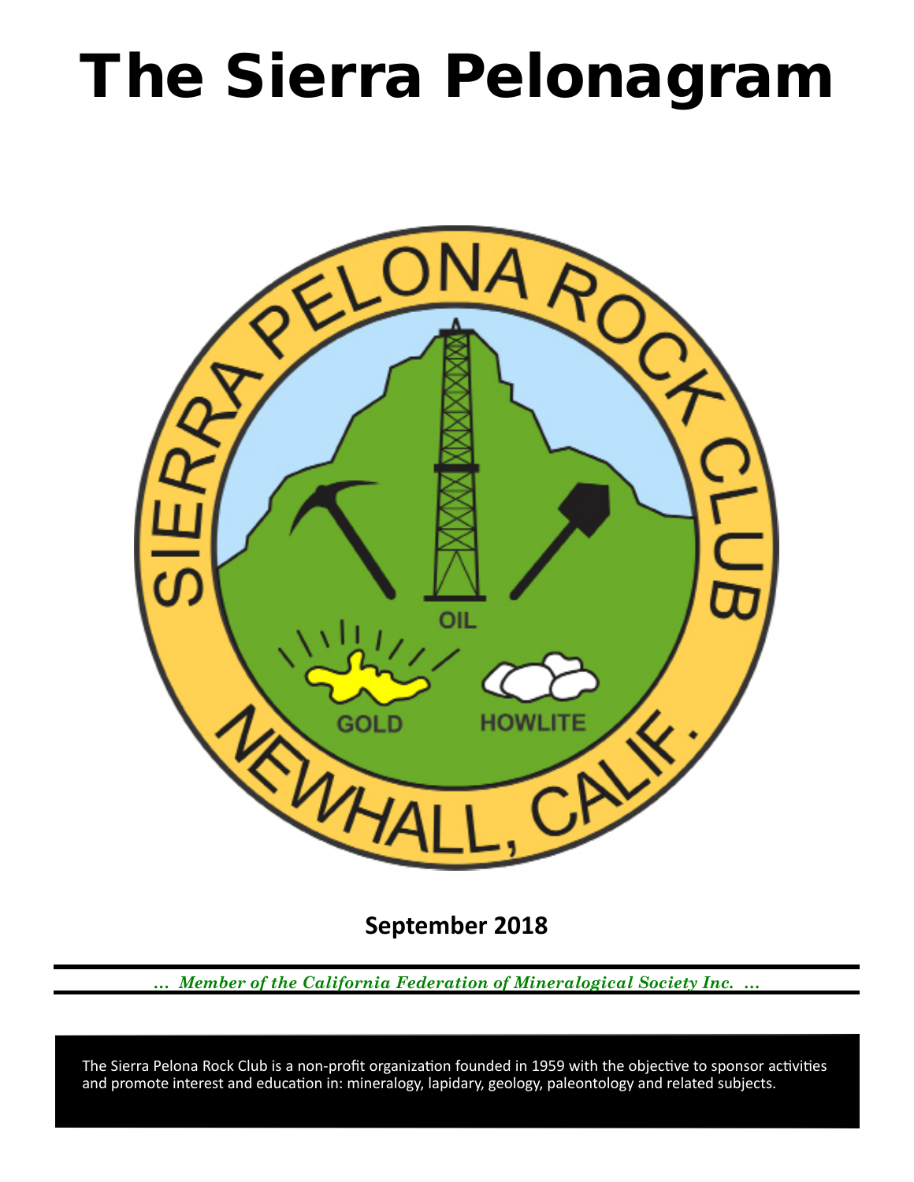# The Sierra Pelonagram

SIERRA PELONA ROCK CLUB

OIL

GOLD HOWLITE

NEWHALL, CALIF.

**September 2018**

*... Member of the California Federation of Mineralogical Society Inc. ...*

The Sierra Pelona Rock Club is a non-profit organization founded in 1959 with the objective to sponsor activities and promote interest and education in: mineralogy, lapidary, geology, paleontology and related subjects.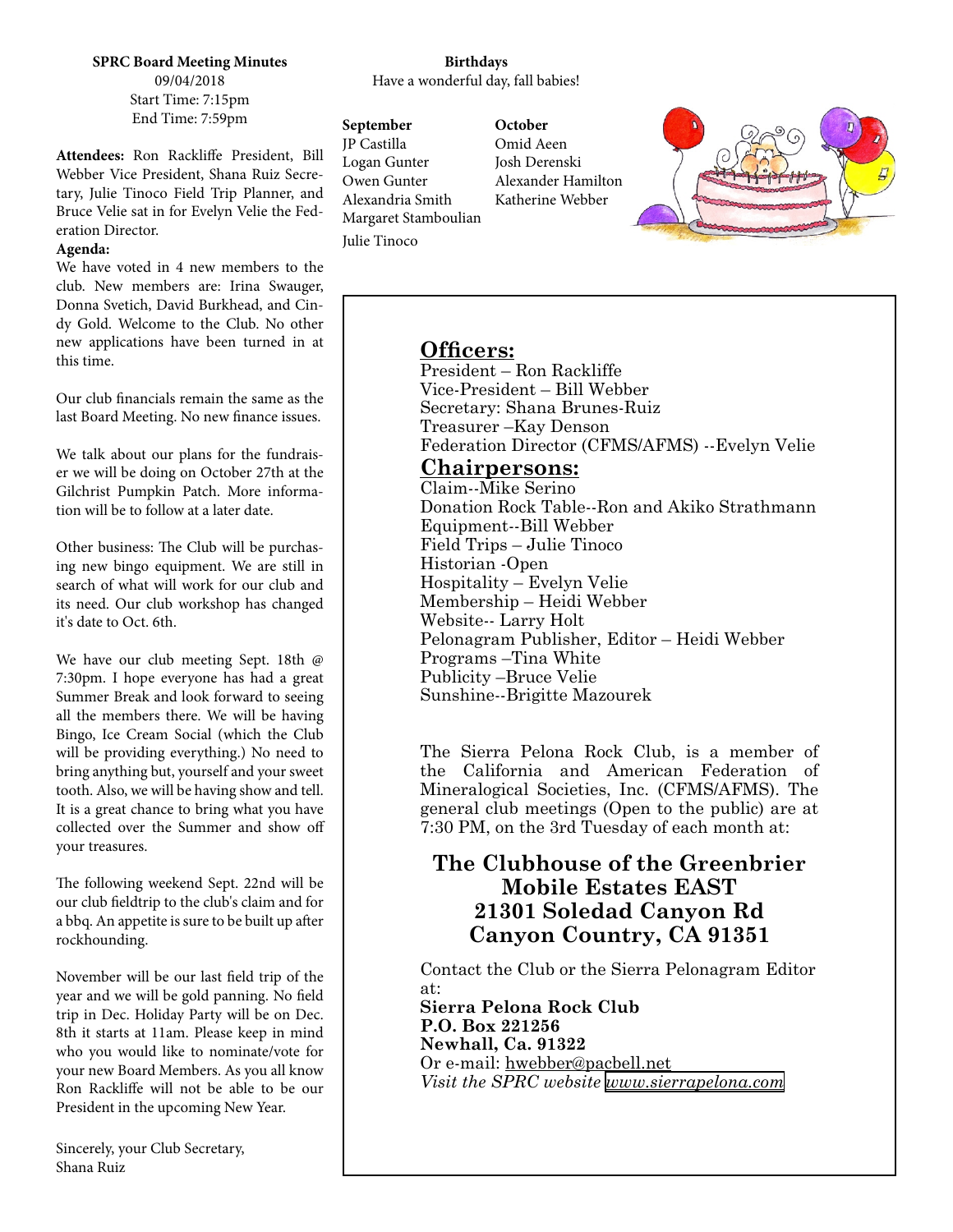## SPRC Board Meeting Minutes

09/04/2018
Start Time: 7:15pm
End Time: 7:59pm

**Attendees:** Ron Rackliffe President, Bill Webber Vice President, Shana Ruiz Secretary, Julie Tinoco Field Trip Planner, and Bruce Velie sat in for Evelyn Velie the Federation Director.

**Agenda:**

We have voted in 4 new members to the club. New members are: Irina Swauger, Donna Svetich, David Burkhead, and Cindy Gold. Welcome to the Club. No other new applications have been turned in at this time.

Our club financials remain the same as the last Board Meeting. No new finance issues.

We talk about our plans for the fundraiser we will be doing on October 27th at the Gilchrist Pumpkin Patch. More information will be to follow at a later date.

Other business: The Club will be purchasing new bingo equipment. We are still in search of what will work for our club and its need. Our club workshop has changed it's date to Oct. 6th.

We have our club meeting Sept. 18th @ 7:30pm. I hope everyone has had a great Summer Break and look forward to seeing all the members there. We will be having Bingo, Ice Cream Social (which the Club will be providing everything.) No need to bring anything but, yourself and your sweet tooth. Also, we will be having show and tell. It is a great chance to bring what you have collected over the Summer and show off your treasures.

The following weekend Sept. 22nd will be our club fieldtrip to the club's claim and for a bbq. An appetite is sure to be built up after rockhounding.

November will be our last field trip of the year and we will be gold panning. No field trip in Dec. Holiday Party will be on Dec. 8th it starts at 11am. Please keep in mind who you would like to nominate/vote for your new Board Members. As you all know Ron Rackliffe will not be able to be our President in the upcoming New Year.

Sincerely, your Club Secretary,
Shana Ruiz

## Birthdays

Have a wonderful day, fall babies!

**September**
JP Castilla
Logan Gunter
Owen Gunter
Alexandria Smith
Margaret Stamboulian
Julie Tinoco

**October**
Omid Aeen
Josh Derenski
Alexander Hamilton
Katherine Webber

## Officers:

President – Ron Rackliffe
Vice-President – Bill Webber
Secretary: Shana Brunes-Ruiz
Treasurer –Kay Denson
Federation Director (CFMS/AFMS) --Evelyn Velie

## Chairpersons:

Claim--Mike Serino
Donation Rock Table--Ron and Akiko Strathmann
Equipment--Bill Webber
Field Trips – Julie Tinoco
Historian -Open
Hospitality – Evelyn Velie
Membership – Heidi Webber
Website-- Larry Holt
Pelonagram Publisher, Editor – Heidi Webber
Programs –Tina White
Publicity –Bruce Velie
Sunshine--Brigitte Mazourek

The Sierra Pelona Rock Club, is a member of the California and American Federation of Mineralogical Societies, Inc. (CFMS/AFMS). The general club meetings (Open to the public) are at 7:30 PM, on the 3rd Tuesday of each month at:

**The Clubhouse of the Greenbrier Mobile Estates EAST**
**21301 Soledad Canyon Rd**
**Canyon Country, CA 91351**

Contact the Club or the Sierra Pelonagram Editor at:
**Sierra Pelona Rock Club**
**P.O. Box 221256**
**Newhall, Ca. 91322**
Or e-mail: hwebber@pacbell.net
*Visit the SPRC website www.sierrapelona.com*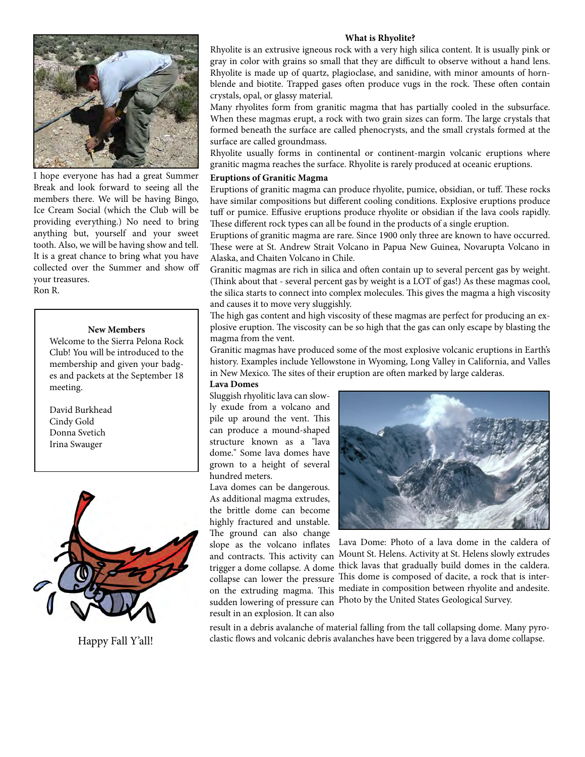I hope everyone has had a great Summer Break and look forward to seeing all the members there. We will be having Bingo, Ice Cream Social (which the Club will be providing everything.) No need to bring anything but, yourself and your sweet tooth. Also, we will be having show and tell. It is a great chance to bring what you have collected over the Summer and show off your treasures.

Ron R.

**New Members**

Welcome to the Sierra Pelona Rock Club! You will be introduced to the membership and given your badges and packets at the September 18 meeting.

David Burkhead
Cindy Gold
Donna Svetich
Irina Swauger

Happy Fall Y'all!

**What is Rhyolite?**

Rhyolite is an extrusive igneous rock with a very high silica content. It is usually pink or gray in color with grains so small that they are difficult to observe without a hand lens. Rhyolite is made up of quartz, plagioclase, and sanidine, with minor amounts of hornblende and biotite. Trapped gases often produce vugs in the rock. These often contain crystals, opal, or glassy material.

Many rhyolites form from granitic magma that has partially cooled in the subsurface. When these magmas erupt, a rock with two grain sizes can form. The large crystals that formed beneath the surface are called phenocrysts, and the small crystals formed at the surface are called groundmass.

Rhyolite usually forms in continental or continent-margin volcanic eruptions where granitic magma reaches the surface. Rhyolite is rarely produced at oceanic eruptions.

**Eruptions of Granitic Magma**

Eruptions of granitic magma can produce rhyolite, pumice, obsidian, or tuff. These rocks have similar compositions but different cooling conditions. Explosive eruptions produce tuff or pumice. Effusive eruptions produce rhyolite or obsidian if the lava cools rapidly. These different rock types can all be found in the products of a single eruption.

Eruptions of granitic magma are rare. Since 1900 only three are known to have occurred. These were at St. Andrew Strait Volcano in Papua New Guinea, Novarupta Volcano in Alaska, and Chaiten Volcano in Chile.

Granitic magmas are rich in silica and often contain up to several percent gas by weight. (Think about that - several percent gas by weight is a LOT of gas!) As these magmas cool, the silica starts to connect into complex molecules. This gives the magma a high viscosity and causes it to move very sluggishly.

The high gas content and high viscosity of these magmas are perfect for producing an explosive eruption. The viscosity can be so high that the gas can only escape by blasting the magma from the vent.

Granitic magmas have produced some of the most explosive volcanic eruptions in Earth's history. Examples include Yellowstone in Wyoming, Long Valley in California, and Valles in New Mexico. The sites of their eruption are often marked by large calderas.

**Lava Domes**

Sluggish rhyolitic lava can slowly exude from a volcano and pile up around the vent. This can produce a mound-shaped structure known as a "lava dome." Some lava domes have grown to a height of several hundred meters.

Lava domes can be dangerous. As additional magma extrudes, the brittle dome can become highly fractured and unstable. The ground can also change slope as the volcano inflates and contracts. This activity can trigger a dome collapse. A dome collapse can lower the pressure on the extruding magma. This sudden lowering of pressure can result in an explosion. It can also result in a debris avalanche of material falling from the tall collapsing dome. Many pyroclastic flows and volcanic debris avalanches have been triggered by a lava dome collapse.

Lava Dome: Photo of a lava dome in the caldera of Mount St. Helens. Activity at St. Helens slowly extrudes thick lavas that gradually build domes in the caldera. This dome is composed of dacite, a rock that is intermediate in composition between rhyolite and andesite. Photo by the United States Geological Survey.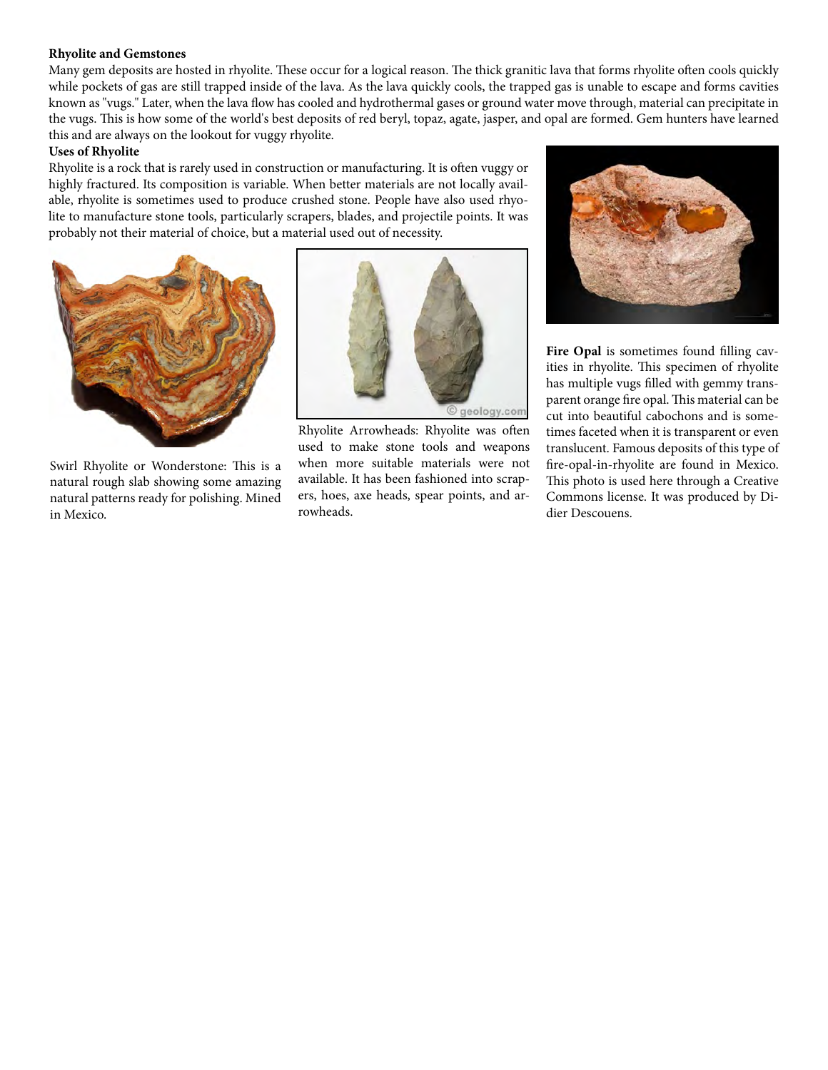**Rhyolite and Gemstones**

Many gem deposits are hosted in rhyolite. These occur for a logical reason. The thick granitic lava that forms rhyolite often cools quickly while pockets of gas are still trapped inside of the lava. As the lava quickly cools, the trapped gas is unable to escape and forms cavities known as "vugs." Later, when the lava flow has cooled and hydrothermal gases or ground water move through, material can precipitate in the vugs. This is how some of the world's best deposits of red beryl, topaz, agate, jasper, and opal are formed. Gem hunters have learned this and are always on the lookout for vuggy rhyolite.

**Uses of Rhyolite**

Rhyolite is a rock that is rarely used in construction or manufacturing. It is often vuggy or highly fractured. Its composition is variable. When better materials are not locally available, rhyolite is sometimes used to produce crushed stone. People have also used rhyolite to manufacture stone tools, particularly scrapers, blades, and projectile points. It was probably not their material of choice, but a material used out of necessity.

Swirl Rhyolite or Wonderstone: This is a natural rough slab showing some amazing natural patterns ready for polishing. Mined in Mexico.

Rhyolite Arrowheads: Rhyolite was often used to make stone tools and weapons when more suitable materials were not available. It has been fashioned into scrapers, hoes, axe heads, spear points, and arrowheads.

**Fire Opal** is sometimes found filling cavities in rhyolite. This specimen of rhyolite has multiple vugs filled with gemmy transparent orange fire opal. This material can be cut into beautiful cabochons and is sometimes faceted when it is transparent or even translucent. Famous deposits of this type of fire-opal-in-rhyolite are found in Mexico. This photo is used here through a Creative Commons license. It was produced by Didier Descouens.